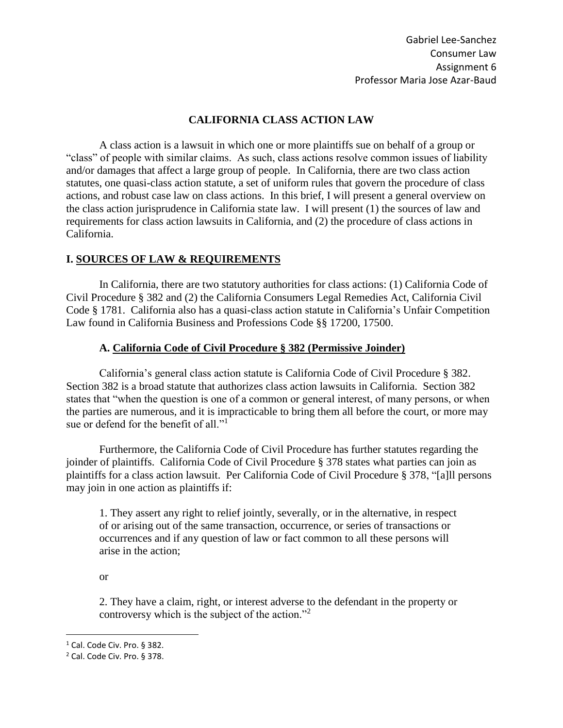Gabriel Lee-Sanchez
Consumer Law
Assignment 6
Professor Maria Jose Azar-Baud

# CALIFORNIA CLASS ACTION LAW

A class action is a lawsuit in which one or more plaintiffs sue on behalf of a group or "class" of people with similar claims. As such, class actions resolve common issues of liability and/or damages that affect a large group of people. In California, there are two class action statutes, one quasi-class action statute, a set of uniform rules that govern the procedure of class actions, and robust case law on class actions. In this brief, I will present a general overview on the class action jurisprudence in California state law. I will present (1) the sources of law and requirements for class action lawsuits in California, and (2) the procedure of class actions in California.

## I. SOURCES OF LAW & REQUIREMENTS

In California, there are two statutory authorities for class actions: (1) California Code of Civil Procedure § 382 and (2) the California Consumers Legal Remedies Act, California Civil Code § 1781. California also has a quasi-class action statute in California's Unfair Competition Law found in California Business and Professions Code §§ 17200, 17500.

### A. California Code of Civil Procedure § 382 (Permissive Joinder)

California's general class action statute is California Code of Civil Procedure § 382. Section 382 is a broad statute that authorizes class action lawsuits in California. Section 382 states that "when the question is one of a common or general interest, of many persons, or when the parties are numerous, and it is impracticable to bring them all before the court, or more may sue or defend for the benefit of all."[1]

Furthermore, the California Code of Civil Procedure has further statutes regarding the joinder of plaintiffs. California Code of Civil Procedure § 378 states what parties can join as plaintiffs for a class action lawsuit. Per California Code of Civil Procedure § 378, "[a]ll persons may join in one action as plaintiffs if:

> 1. They assert any right to relief jointly, severally, or in the alternative, in respect of or arising out of the same transaction, occurrence, or series of transactions or occurrences and if any question of law or fact common to all these persons will arise in the action;
>
> or
>
> 2. They have a claim, right, or interest adverse to the defendant in the property or controversy which is the subject of the action."[2]

---

[1] Cal. Code Civ. Pro. § 382.

[2] Cal. Code Civ. Pro. § 378.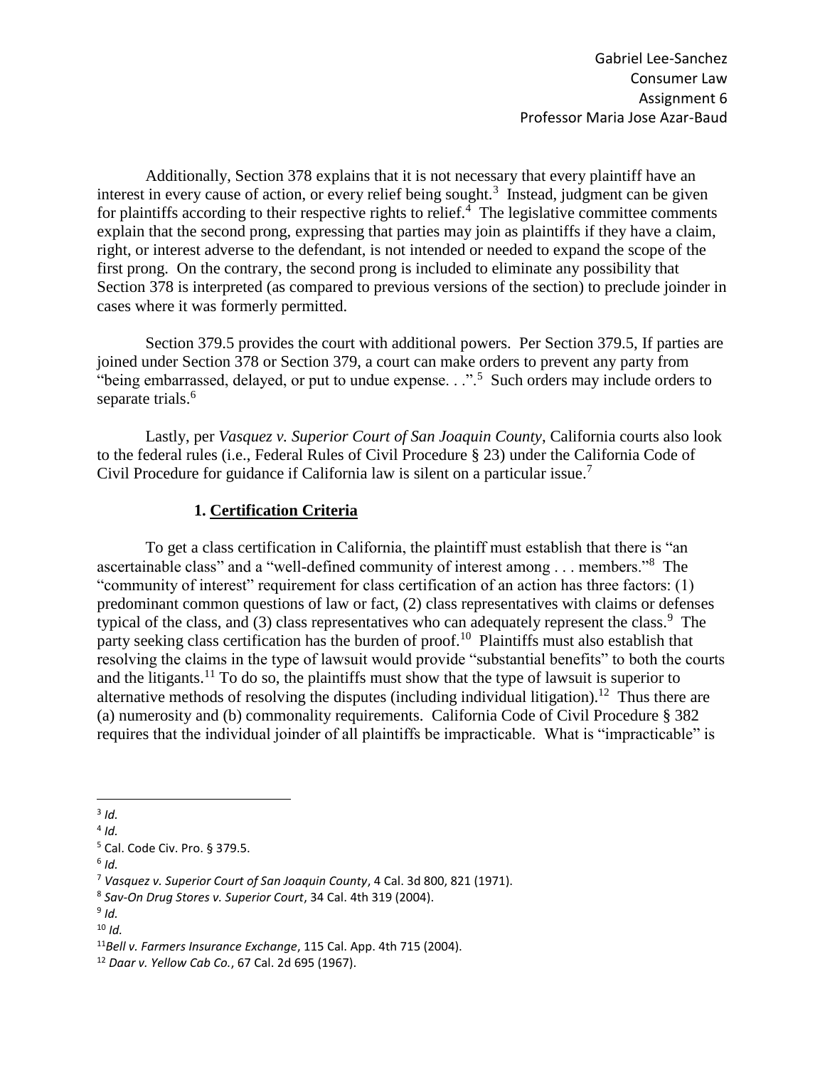Additionally, Section 378 explains that it is not necessary that every plaintiff have an interest in every cause of action, or every relief being sought.[3] Instead, judgment can be given for plaintiffs according to their respective rights to relief.[4] The legislative committee comments explain that the second prong, expressing that parties may join as plaintiffs if they have a claim, right, or interest adverse to the defendant, is not intended or needed to expand the scope of the first prong. On the contrary, the second prong is included to eliminate any possibility that Section 378 is interpreted (as compared to previous versions of the section) to preclude joinder in cases where it was formerly permitted.

Section 379.5 provides the court with additional powers. Per Section 379.5, If parties are joined under Section 378 or Section 379, a court can make orders to prevent any party from "being embarrassed, delayed, or put to undue expense. . .".[5] Such orders may include orders to separate trials.[6]

Lastly, per *Vasquez v. Superior Court of San Joaquin County*, California courts also look to the federal rules (i.e., Federal Rules of Civil Procedure § 23) under the California Code of Civil Procedure for guidance if California law is silent on a particular issue.[7]

### 1. Certification Criteria

To get a class certification in California, the plaintiff must establish that there is "an ascertainable class" and a "well-defined community of interest among . . . members."[8] The "community of interest" requirement for class certification of an action has three factors: (1) predominant common questions of law or fact, (2) class representatives with claims or defenses typical of the class, and (3) class representatives who can adequately represent the class.[9] The party seeking class certification has the burden of proof.[10] Plaintiffs must also establish that resolving the claims in the type of lawsuit would provide "substantial benefits" to both the courts and the litigants.[11] To do so, the plaintiffs must show that the type of lawsuit is superior to alternative methods of resolving the disputes (including individual litigation).[12] Thus there are (a) numerosity and (b) commonality requirements. California Code of Civil Procedure § 382 requires that the individual joinder of all plaintiffs be impracticable. What is "impracticable" is

---

[3] *Id.*

[4] *Id.*

[5] Cal. Code Civ. Pro. § 379.5.

[6] *Id.*

[7] *Vasquez v. Superior Court of San Joaquin County*, 4 Cal. 3d 800, 821 (1971).

[8] *Sav-On Drug Stores v. Superior Court*, 34 Cal. 4th 319 (2004).

[9] *Id.*

[10] *Id.*

[11] *Bell v. Farmers Insurance Exchange*, 115 Cal. App. 4th 715 (2004).

[12] *Daar v. Yellow Cab Co.*, 67 Cal. 2d 695 (1967).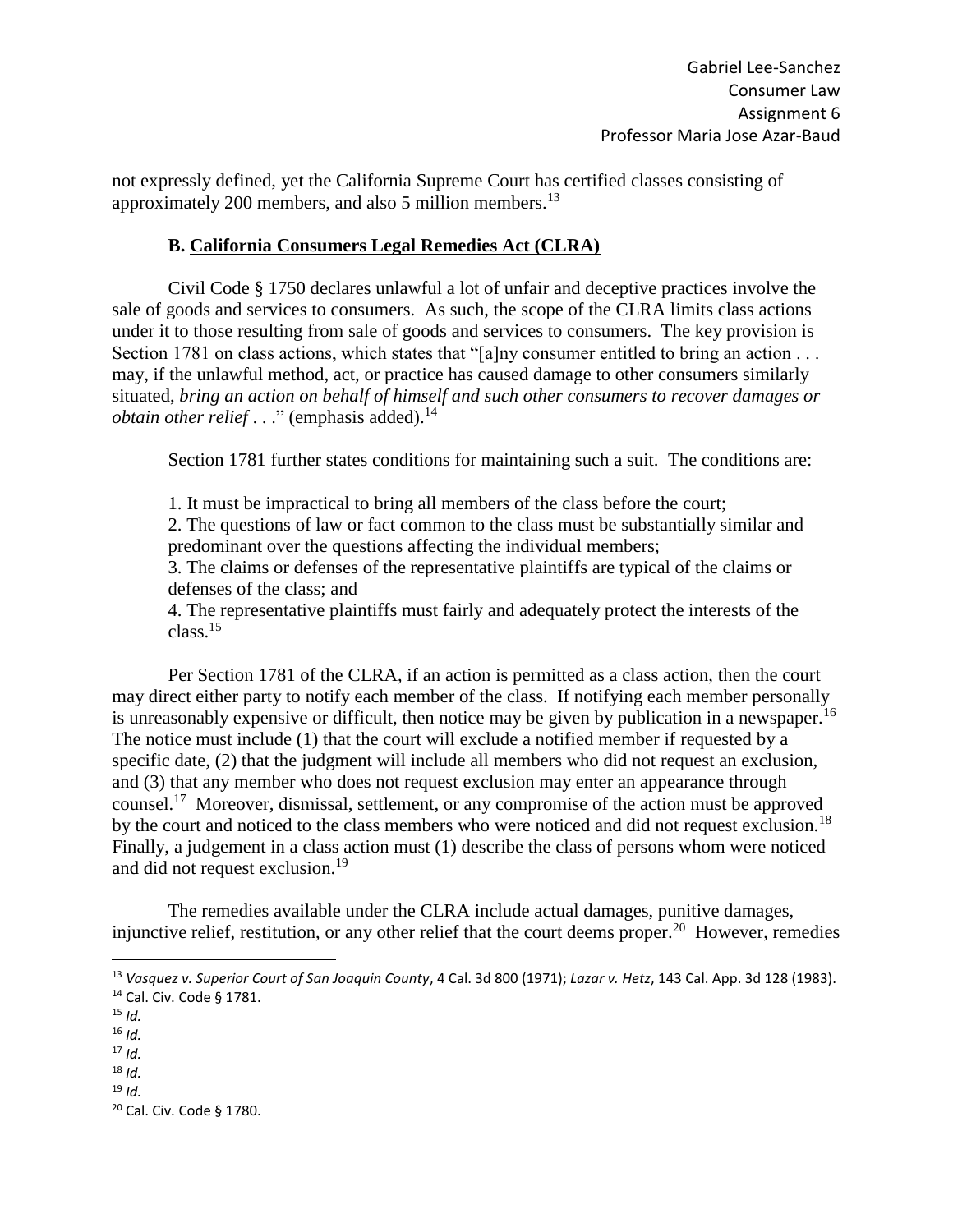not expressly defined, yet the California Supreme Court has certified classes consisting of approximately 200 members, and also 5 million members.[13]

### B. <u>California Consumers Legal Remedies Act (CLRA)</u>

Civil Code § 1750 declares unlawful a lot of unfair and deceptive practices involve the sale of goods and services to consumers. As such, the scope of the CLRA limits class actions under it to those resulting from sale of goods and services to consumers. The key provision is Section 1781 on class actions, which states that "[a]ny consumer entitled to bring an action . . . may, if the unlawful method, act, or practice has caused damage to other consumers similarly situated, *bring an action on behalf of himself and such other consumers to recover damages or obtain other relief* . . ." (emphasis added).[14]

Section 1781 further states conditions for maintaining such a suit. The conditions are:

1. It must be impractical to bring all members of the class before the court;
2. The questions of law or fact common to the class must be substantially similar and predominant over the questions affecting the individual members;
3. The claims or defenses of the representative plaintiffs are typical of the claims or defenses of the class; and
4. The representative plaintiffs must fairly and adequately protect the interests of the class.[15]

Per Section 1781 of the CLRA, if an action is permitted as a class action, then the court may direct either party to notify each member of the class. If notifying each member personally is unreasonably expensive or difficult, then notice may be given by publication in a newspaper.[16] The notice must include (1) that the court will exclude a notified member if requested by a specific date, (2) that the judgment will include all members who did not request an exclusion, and (3) that any member who does not request exclusion may enter an appearance through counsel.[17] Moreover, dismissal, settlement, or any compromise of the action must be approved by the court and noticed to the class members who were noticed and did not request exclusion.[18] Finally, a judgement in a class action must (1) describe the class of persons whom were noticed and did not request exclusion.[19]

The remedies available under the CLRA include actual damages, punitive damages, injunctive relief, restitution, or any other relief that the court deems proper.[20] However, remedies

---

[13] *Vasquez v. Superior Court of San Joaquin County*, 4 Cal. 3d 800 (1971); *Lazar v. Hetz*, 143 Cal. App. 3d 128 (1983).
[14] Cal. Civ. Code § 1781.
[15] *Id.*
[16] *Id.*
[17] *Id.*
[18] *Id.*
[19] *Id.*
[20] Cal. Civ. Code § 1780.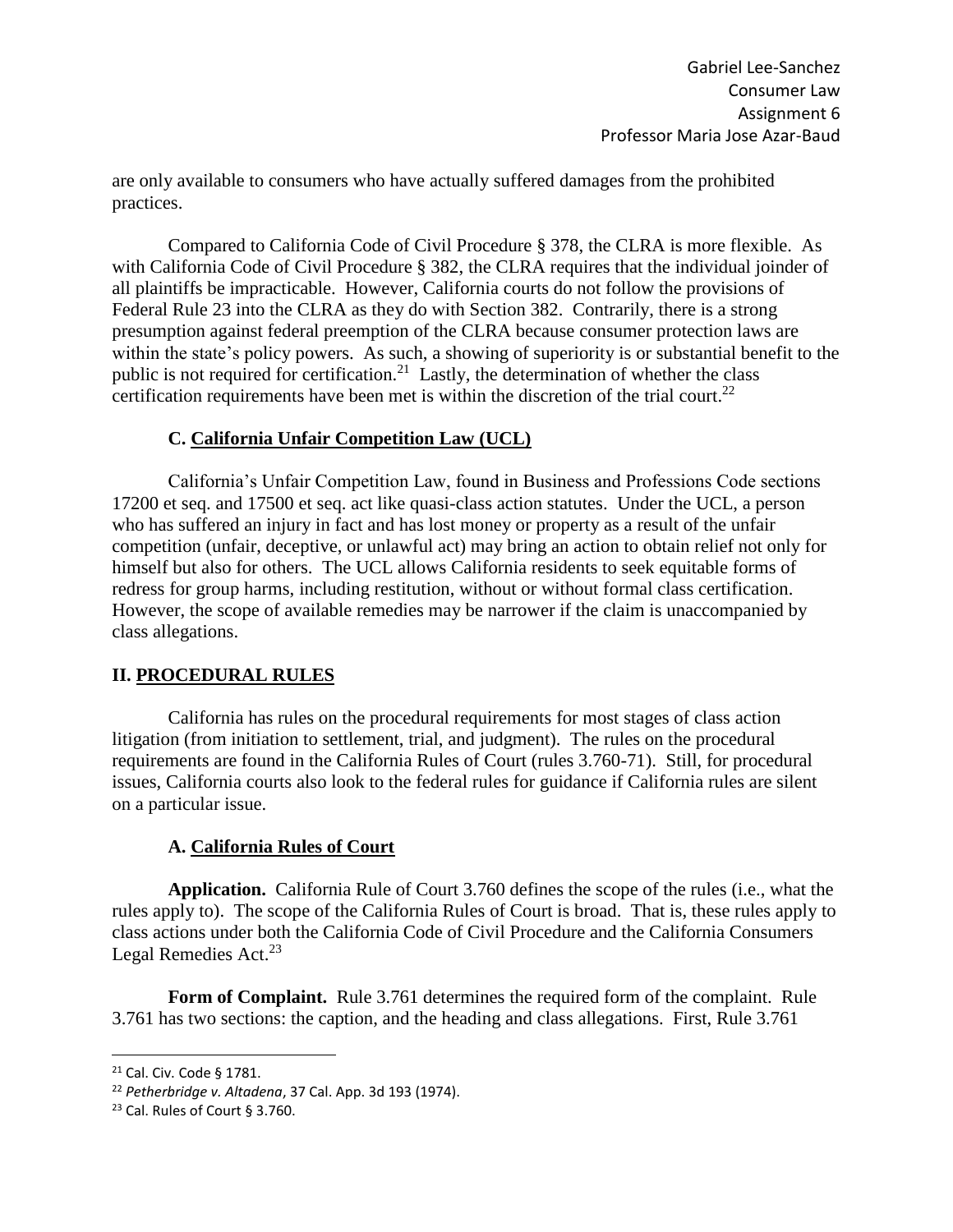are only available to consumers who have actually suffered damages from the prohibited practices.

Compared to California Code of Civil Procedure § 378, the CLRA is more flexible. As with California Code of Civil Procedure § 382, the CLRA requires that the individual joinder of all plaintiffs be impracticable. However, California courts do not follow the provisions of Federal Rule 23 into the CLRA as they do with Section 382. Contrarily, there is a strong presumption against federal preemption of the CLRA because consumer protection laws are within the state's policy powers. As such, a showing of superiority is or substantial benefit to the public is not required for certification.[21] Lastly, the determination of whether the class certification requirements have been met is within the discretion of the trial court.[22]

### C. <u>California Unfair Competition Law (UCL)</u>

California's Unfair Competition Law, found in Business and Professions Code sections 17200 et seq. and 17500 et seq. act like quasi-class action statutes. Under the UCL, a person who has suffered an injury in fact and has lost money or property as a result of the unfair competition (unfair, deceptive, or unlawful act) may bring an action to obtain relief not only for himself but also for others. The UCL allows California residents to seek equitable forms of redress for group harms, including restitution, without or without formal class certification. However, the scope of available remedies may be narrower if the claim is unaccompanied by class allegations.

## II. <u>PROCEDURAL RULES</u>

California has rules on the procedural requirements for most stages of class action litigation (from initiation to settlement, trial, and judgment). The rules on the procedural requirements are found in the California Rules of Court (rules 3.760-71). Still, for procedural issues, California courts also look to the federal rules for guidance if California rules are silent on a particular issue.

### A. <u>California Rules of Court</u>

**Application.** California Rule of Court 3.760 defines the scope of the rules (i.e., what the rules apply to). The scope of the California Rules of Court is broad. That is, these rules apply to class actions under both the California Code of Civil Procedure and the California Consumers Legal Remedies Act.[23]

**Form of Complaint.** Rule 3.761 determines the required form of the complaint. Rule 3.761 has two sections: the caption, and the heading and class allegations. First, Rule 3.761

---

[21] Cal. Civ. Code § 1781.

[22] *Petherbridge v. Altadena*, 37 Cal. App. 3d 193 (1974).

[23] Cal. Rules of Court § 3.760.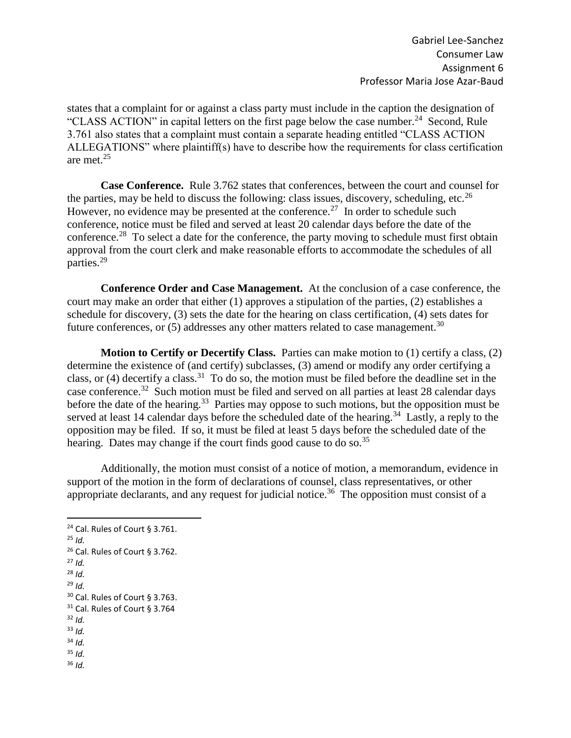states that a complaint for or against a class party must include in the caption the designation of "CLASS ACTION" in capital letters on the first page below the case number.[24] Second, Rule 3.761 also states that a complaint must contain a separate heading entitled "CLASS ACTION ALLEGATIONS" where plaintiff(s) have to describe how the requirements for class certification are met.[25]

**Case Conference.** Rule 3.762 states that conferences, between the court and counsel for the parties, may be held to discuss the following: class issues, discovery, scheduling, etc.[26] However, no evidence may be presented at the conference.[27] In order to schedule such conference, notice must be filed and served at least 20 calendar days before the date of the conference.[28] To select a date for the conference, the party moving to schedule must first obtain approval from the court clerk and make reasonable efforts to accommodate the schedules of all parties.[29]

**Conference Order and Case Management.** At the conclusion of a case conference, the court may make an order that either (1) approves a stipulation of the parties, (2) establishes a schedule for discovery, (3) sets the date for the hearing on class certification, (4) sets dates for future conferences, or (5) addresses any other matters related to case management.[30]

**Motion to Certify or Decertify Class.** Parties can make motion to (1) certify a class, (2) determine the existence of (and certify) subclasses, (3) amend or modify any order certifying a class, or (4) decertify a class.[31] To do so, the motion must be filed before the deadline set in the case conference.[32] Such motion must be filed and served on all parties at least 28 calendar days before the date of the hearing.[33] Parties may oppose to such motions, but the opposition must be served at least 14 calendar days before the scheduled date of the hearing.[34] Lastly, a reply to the opposition may be filed. If so, it must be filed at least 5 days before the scheduled date of the hearing. Dates may change if the court finds good cause to do so.[35]

Additionally, the motion must consist of a notice of motion, a memorandum, evidence in support of the motion in the form of declarations of counsel, class representatives, or other appropriate declarants, and any request for judicial notice.[36] The opposition must consist of a

---

[24] Cal. Rules of Court § 3.761.

[25] *Id.*

[26] Cal. Rules of Court § 3.762.

[27] *Id.*

[28] *Id.*

[29] *Id.*

[30] Cal. Rules of Court § 3.763.

[31] Cal. Rules of Court § 3.764

[32] *Id.*

[33] *Id.*

[34] *Id.*

[35] *Id.*

[36] *Id.*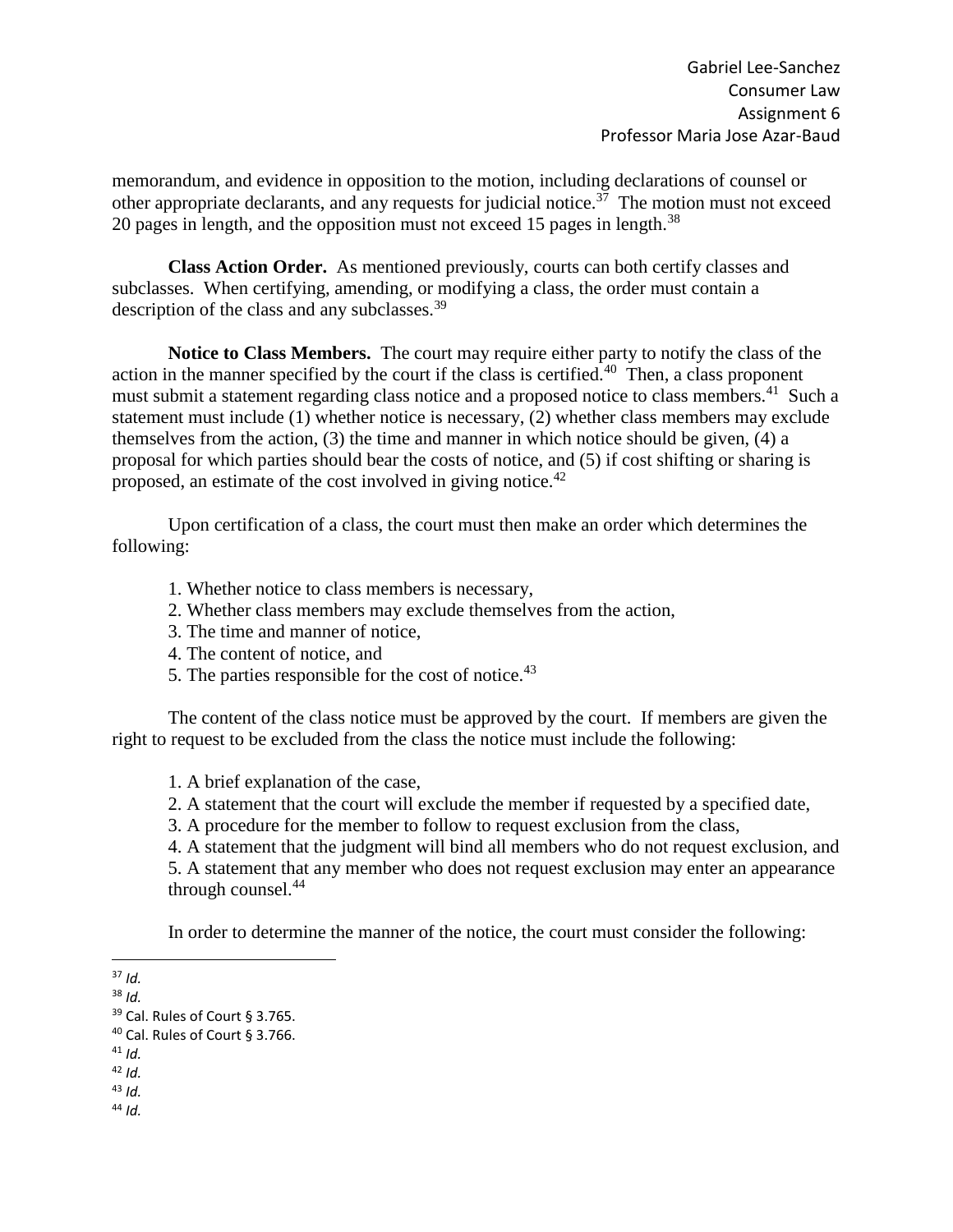memorandum, and evidence in opposition to the motion, including declarations of counsel or other appropriate declarants, and any requests for judicial notice.[37] The motion must not exceed 20 pages in length, and the opposition must not exceed 15 pages in length.[38]

**Class Action Order.** As mentioned previously, courts can both certify classes and subclasses. When certifying, amending, or modifying a class, the order must contain a description of the class and any subclasses.[39]

**Notice to Class Members.** The court may require either party to notify the class of the action in the manner specified by the court if the class is certified.[40] Then, a class proponent must submit a statement regarding class notice and a proposed notice to class members.[41] Such a statement must include (1) whether notice is necessary, (2) whether class members may exclude themselves from the action, (3) the time and manner in which notice should be given, (4) a proposal for which parties should bear the costs of notice, and (5) if cost shifting or sharing is proposed, an estimate of the cost involved in giving notice.[42]

Upon certification of a class, the court must then make an order which determines the following:

1. Whether notice to class members is necessary,
2. Whether class members may exclude themselves from the action,
3. The time and manner of notice,
4. The content of notice, and
5. The parties responsible for the cost of notice.[43]

The content of the class notice must be approved by the court. If members are given the right to request to be excluded from the class the notice must include the following:

1. A brief explanation of the case,
2. A statement that the court will exclude the member if requested by a specified date,
3. A procedure for the member to follow to request exclusion from the class,
4. A statement that the judgment will bind all members who do not request exclusion, and
5. A statement that any member who does not request exclusion may enter an appearance through counsel.[44]

In order to determine the manner of the notice, the court must consider the following:

---

[37] *Id.*
[38] *Id.*
[39] Cal. Rules of Court § 3.765.
[40] Cal. Rules of Court § 3.766.
[41] *Id.*
[42] *Id.*
[43] *Id.*
[44] *Id.*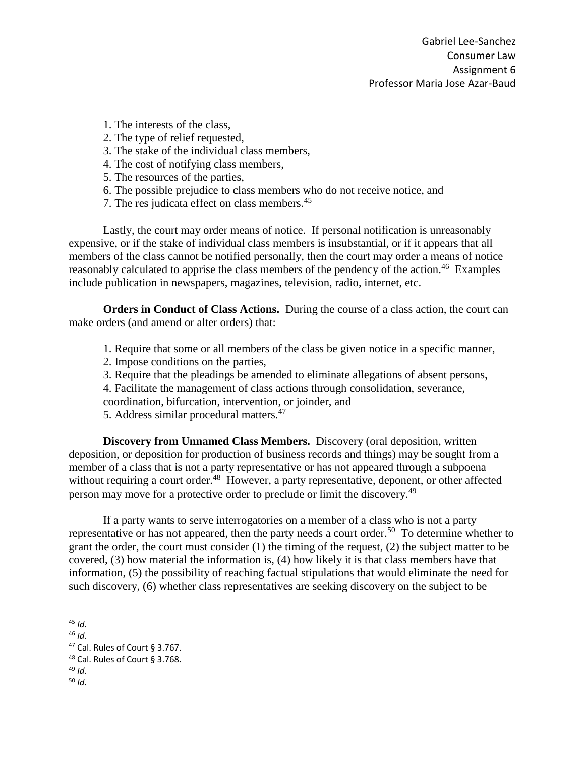1. The interests of the class,
2. The type of relief requested,
3. The stake of the individual class members,
4. The cost of notifying class members,
5. The resources of the parties,
6. The possible prejudice to class members who do not receive notice, and
7. The res judicata effect on class members.[45]

Lastly, the court may order means of notice. If personal notification is unreasonably expensive, or if the stake of individual class members is insubstantial, or if it appears that all members of the class cannot be notified personally, then the court may order a means of notice reasonably calculated to apprise the class members of the pendency of the action.[46] Examples include publication in newspapers, magazines, television, radio, internet, etc.

**Orders in Conduct of Class Actions.** During the course of a class action, the court can make orders (and amend or alter orders) that:

1. Require that some or all members of the class be given notice in a specific manner,
2. Impose conditions on the parties,
3. Require that the pleadings be amended to eliminate allegations of absent persons,
4. Facilitate the management of class actions through consolidation, severance, coordination, bifurcation, intervention, or joinder, and
5. Address similar procedural matters.[47]

**Discovery from Unnamed Class Members.** Discovery (oral deposition, written deposition, or deposition for production of business records and things) may be sought from a member of a class that is not a party representative or has not appeared through a subpoena without requiring a court order.[48] However, a party representative, deponent, or other affected person may move for a protective order to preclude or limit the discovery.[49]

If a party wants to serve interrogatories on a member of a class who is not a party representative or has not appeared, then the party needs a court order.[50] To determine whether to grant the order, the court must consider (1) the timing of the request, (2) the subject matter to be covered, (3) how material the information is, (4) how likely it is that class members have that information, (5) the possibility of reaching factual stipulations that would eliminate the need for such discovery, (6) whether class representatives are seeking discovery on the subject to be

---

[45] *Id.*
[46] *Id.*
[47] Cal. Rules of Court § 3.767.
[48] Cal. Rules of Court § 3.768.
[49] *Id.*
[50] *Id.*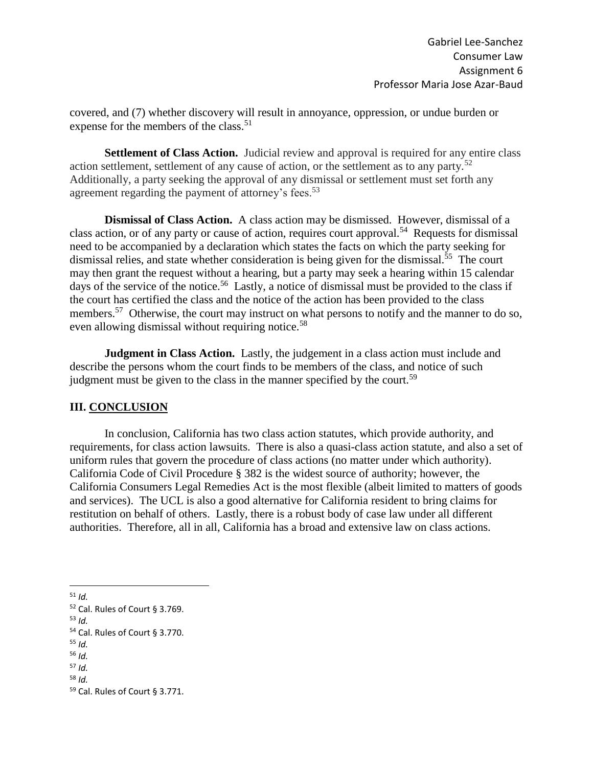covered, and (7) whether discovery will result in annoyance, oppression, or undue burden or expense for the members of the class.[51]

**Settlement of Class Action.** Judicial review and approval is required for any entire class action settlement, settlement of any cause of action, or the settlement as to any party.[52] Additionally, a party seeking the approval of any dismissal or settlement must set forth any agreement regarding the payment of attorney's fees.[53]

**Dismissal of Class Action.** A class action may be dismissed. However, dismissal of a class action, or of any party or cause of action, requires court approval.[54] Requests for dismissal need to be accompanied by a declaration which states the facts on which the party seeking for dismissal relies, and state whether consideration is being given for the dismissal.[55] The court may then grant the request without a hearing, but a party may seek a hearing within 15 calendar days of the service of the notice.[56] Lastly, a notice of dismissal must be provided to the class if the court has certified the class and the notice of the action has been provided to the class members.[57] Otherwise, the court may instruct on what persons to notify and the manner to do so, even allowing dismissal without requiring notice.[58]

**Judgment in Class Action.** Lastly, the judgement in a class action must include and describe the persons whom the court finds to be members of the class, and notice of such judgment must be given to the class in the manner specified by the court.[59]

## III. CONCLUSION

In conclusion, California has two class action statutes, which provide authority, and requirements, for class action lawsuits. There is also a quasi-class action statute, and also a set of uniform rules that govern the procedure of class actions (no matter under which authority). California Code of Civil Procedure § 382 is the widest source of authority; however, the California Consumers Legal Remedies Act is the most flexible (albeit limited to matters of goods and services). The UCL is also a good alternative for California resident to bring claims for restitution on behalf of others. Lastly, there is a robust body of case law under all different authorities. Therefore, all in all, California has a broad and extensive law on class actions.

---

[51] *Id.*

[52] Cal. Rules of Court § 3.769.

[53] *Id.*

[54] Cal. Rules of Court § 3.770.

[55] *Id.*

[56] *Id.*

[57] *Id.*

[58] *Id.*

[59] Cal. Rules of Court § 3.771.